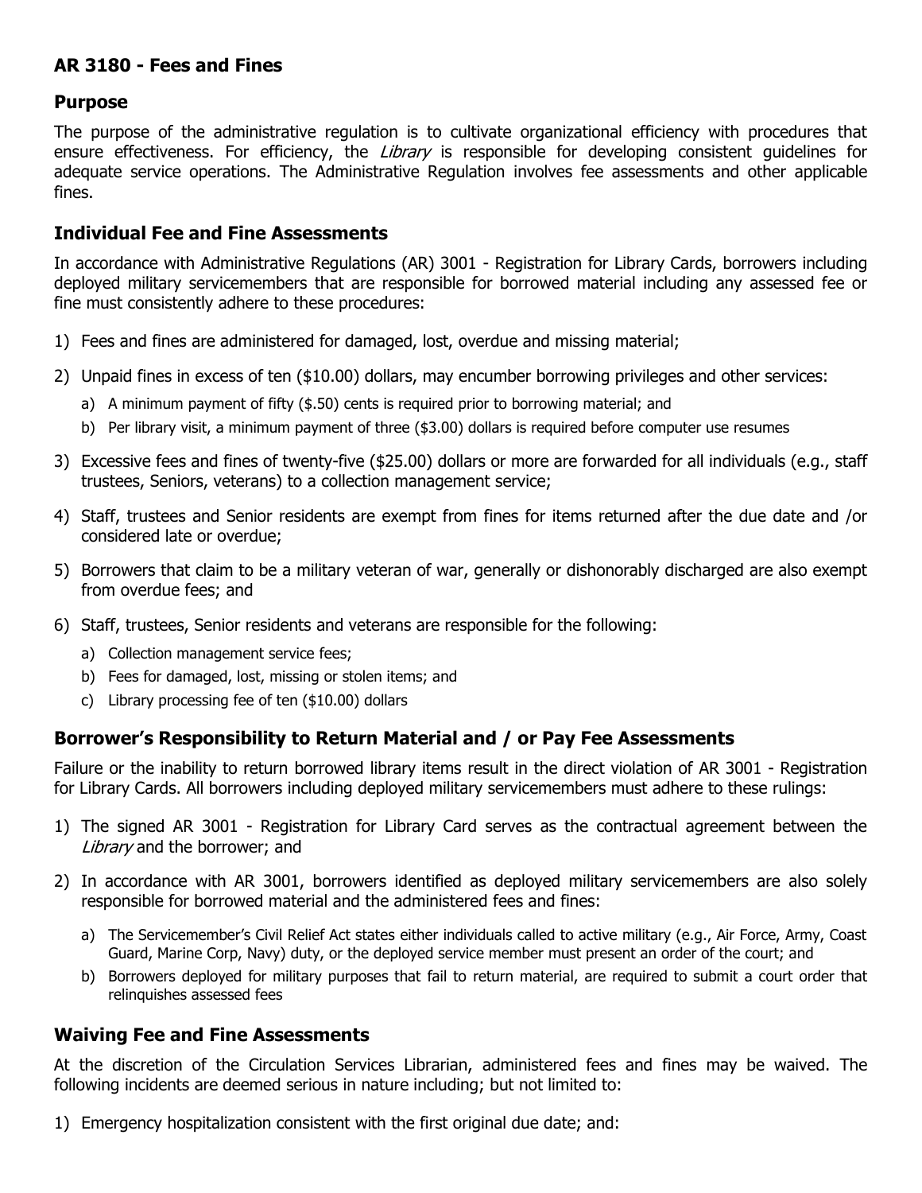# AR 3180 - Fees and Fines

## Purpose

The purpose of the administrative regulation is to cultivate organizational efficiency with procedures that ensure effectiveness. For efficiency, the *Library* is responsible for developing consistent guidelines for adequate service operations. The Administrative Regulation involves fee assessments and other applicable fines.

## Individual Fee and Fine Assessments

In accordance with Administrative Regulations (AR) 3001 - Registration for Library Cards, borrowers including deployed military servicemembers that are responsible for borrowed material including any assessed fee or fine must consistently adhere to these procedures:

1) Fees and fines are administered for damaged, lost, overdue and missing material;
2) Unpaid fines in excess of ten ($10.00) dollars, may encumber borrowing privileges and other services:
   a) A minimum payment of fifty ($.50) cents is required prior to borrowing material; and
   b) Per library visit, a minimum payment of three ($3.00) dollars is required before computer use resumes
3) Excessive fees and fines of twenty-five ($25.00) dollars or more are forwarded for all individuals (e.g., staff trustees, Seniors, veterans) to a collection management service;
4) Staff, trustees and Senior residents are exempt from fines for items returned after the due date and /or considered late or overdue;
5) Borrowers that claim to be a military veteran of war, generally or dishonorably discharged are also exempt from overdue fees; and
6) Staff, trustees, Senior residents and veterans are responsible for the following:
   a) Collection management service fees;
   b) Fees for damaged, lost, missing or stolen items; and
   c) Library processing fee of ten ($10.00) dollars

## Borrower's Responsibility to Return Material and / or Pay Fee Assessments

Failure or the inability to return borrowed library items result in the direct violation of AR 3001 - Registration for Library Cards. All borrowers including deployed military servicemembers must adhere to these rulings:

1) The signed AR 3001 - Registration for Library Card serves as the contractual agreement between the *Library* and the borrower; and
2) In accordance with AR 3001, borrowers identified as deployed military servicemembers are also solely responsible for borrowed material and the administered fees and fines:
   a) The Servicemember's Civil Relief Act states either individuals called to active military (e.g., Air Force, Army, Coast Guard, Marine Corp, Navy) duty, or the deployed service member must present an order of the court; and
   b) Borrowers deployed for military purposes that fail to return material, are required to submit a court order that relinquishes assessed fees

## Waiving Fee and Fine Assessments

At the discretion of the Circulation Services Librarian, administered fees and fines may be waived. The following incidents are deemed serious in nature including; but not limited to:

1) Emergency hospitalization consistent with the first original due date; and: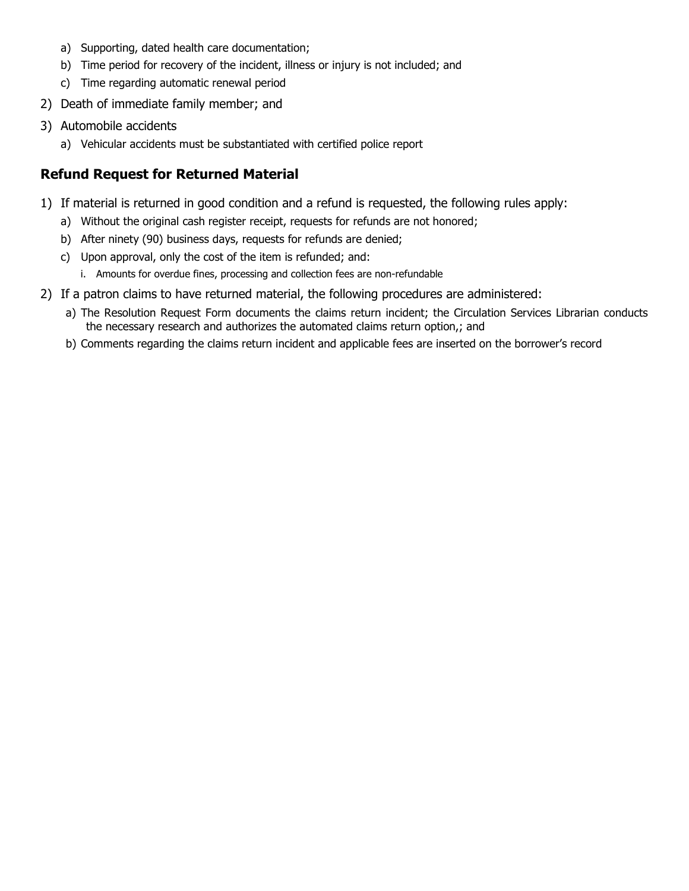a) Supporting, dated health care documentation;
   b) Time period for recovery of the incident, illness or injury is not included; and
   c) Time regarding automatic renewal period
2) Death of immediate family member; and
3) Automobile accidents
   a) Vehicular accidents must be substantiated with certified police report

## Refund Request for Returned Material

1) If material is returned in good condition and a refund is requested, the following rules apply:
   a) Without the original cash register receipt, requests for refunds are not honored;
   b) After ninety (90) business days, requests for refunds are denied;
   c) Upon approval, only the cost of the item is refunded; and:
      i. Amounts for overdue fines, processing and collection fees are non-refundable
2) If a patron claims to have returned material, the following procedures are administered:
   a) The Resolution Request Form documents the claims return incident; the Circulation Services Librarian conducts the necessary research and authorizes the automated claims return option,; and
   b) Comments regarding the claims return incident and applicable fees are inserted on the borrower's record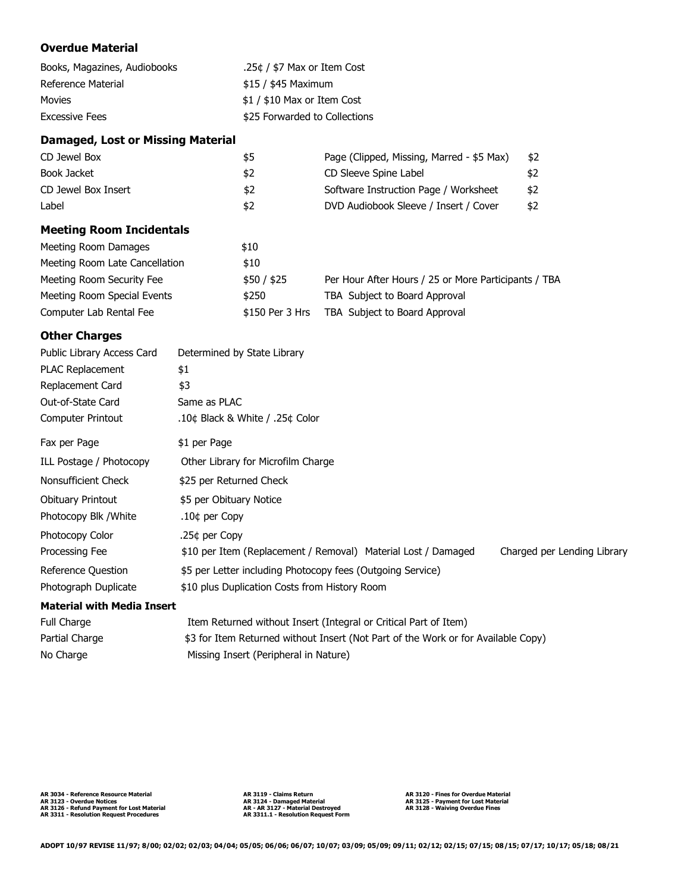### Overdue Material

| | |
|---|---|
| Books, Magazines, Audiobooks | .25¢ / $7 Max or Item Cost |
| Reference Material | $15 / $45 Maximum |
| Movies | $1 / $10 Max or Item Cost |
| Excessive Fees | $25 Forwarded to Collections |

### Damaged, Lost or Missing Material

| | | | |
|---|---|---|---|
| CD Jewel Box | $5 | Page (Clipped, Missing, Marred - $5 Max) | $2 |
| Book Jacket | $2 | CD Sleeve Spine Label | $2 |
| CD Jewel Box Insert | $2 | Software Instruction Page / Worksheet | $2 |
| Label | $2 | DVD Audiobook Sleeve / Insert / Cover | $2 |

### Meeting Room Incidentals

| | | |
|---|---|---|
| Meeting Room Damages | $10 | |
| Meeting Room Late Cancellation | $10 | |
| Meeting Room Security Fee | $50 / $25 | Per Hour After Hours / 25 or More Participants / TBA |
| Meeting Room Special Events | $250 | TBA Subject to Board Approval |
| Computer Lab Rental Fee | $150 Per 3 Hrs | TBA Subject to Board Approval |

### Other Charges

| | | |
|---|---|---|
| Public Library Access Card | Determined by State Library | |
| PLAC Replacement | $1 | |
| Replacement Card | $3 | |
| Out-of-State Card | Same as PLAC | |
| Computer Printout | .10¢ Black & White / .25¢ Color | |
| Fax per Page | $1 per Page | |
| ILL Postage / Photocopy | Other Library for Microfilm Charge | |
| Nonsufficient Check | $25 per Returned Check | |
| Obituary Printout | $5 per Obituary Notice | |
| Photocopy Blk /White | .10¢ per Copy | |
| Photocopy Color | .25¢ per Copy | |
| Processing Fee | $10 per Item (Replacement / Removal) Material Lost / Damaged | Charged per Lending Library |
| Reference Question | $5 per Letter including Photocopy fees (Outgoing Service) | |
| Photograph Duplicate | $10 plus Duplication Costs from History Room | |

**Material with Media Insert**

| | |
|---|---|
| Full Charge | Item Returned without Insert (Integral or Critical Part of Item) |
| Partial Charge | $3 for Item Returned without Insert (Not Part of the Work or for Available Copy) |
| No Charge | Missing Insert (Peripheral in Nature) |

**AR 3034 - Reference Resource Material**
**AR 3123 - Overdue Notices**
**AR 3126 - Refund Payment for Lost Material**
**AR 3311 - Resolution Request Procedures**
**AR 3119 - Claims Return**
**AR 3124 - Damaged Material**
**AR - AR 3127 - Material Destroyed**
**AR 3311.1 - Resolution Request Form**
**AR 3120 - Fines for Overdue Material**
**AR 3125 - Payment for Lost Material**
**AR 3128 - Waiving Overdue Fines**

**ADOPT 10/97 REVISE 11/97; 8/00; 02/02; 02/03; 04/04; 05/05; 06/06; 06/07; 10/07; 03/09; 05/09; 09/11; 02/12; 02/15; 07/15; 08/15; 07/17; 10/17; 05/18; 08/21**